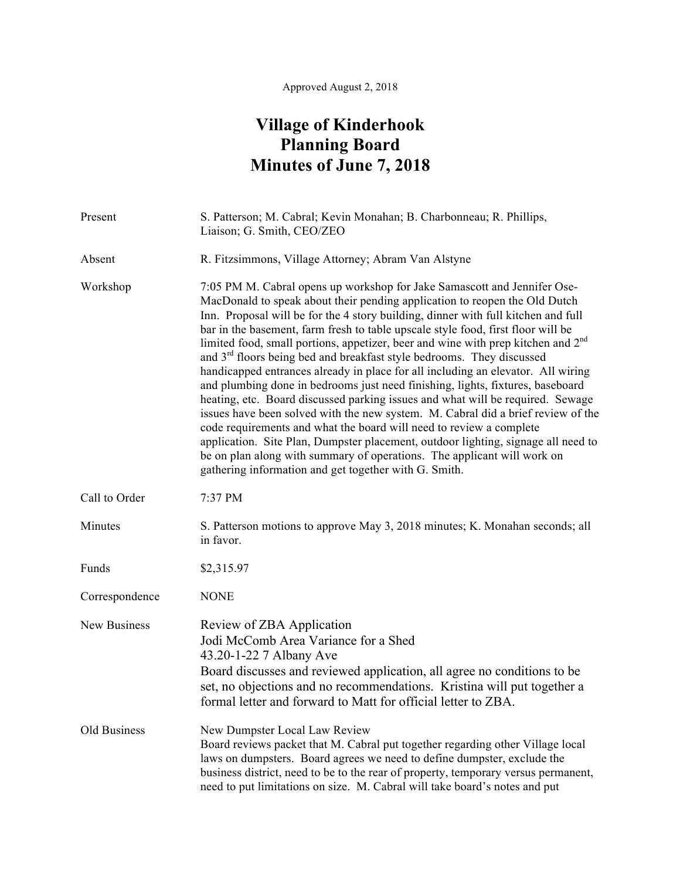Approved August 2, 2018

# Village of Kinderhook
# Planning Board
# Minutes of June 7, 2018

| | |
|---|---|
| Present | S. Patterson; M. Cabral; Kevin Monahan; B. Charbonneau; R. Phillips, Liaison; G. Smith, CEO/ZEO |
| Absent | R. Fitzsimmons, Village Attorney; Abram Van Alstyne |
| Workshop | 7:05 PM M. Cabral opens up workshop for Jake Samascott and Jennifer Ose-MacDonald to speak about their pending application to reopen the Old Dutch Inn. Proposal will be for the 4 story building, dinner with full kitchen and full bar in the basement, farm fresh to table upscale style food, first floor will be limited food, small portions, appetizer, beer and wine with prep kitchen and 2nd and 3rd floors being bed and breakfast style bedrooms. They discussed handicapped entrances already in place for all including an elevator. All wiring and plumbing done in bedrooms just need finishing, lights, fixtures, baseboard heating, etc. Board discussed parking issues and what will be required. Sewage issues have been solved with the new system. M. Cabral did a brief review of the code requirements and what the board will need to review a complete application. Site Plan, Dumpster placement, outdoor lighting, signage all need to be on plan along with summary of operations. The applicant will work on gathering information and get together with G. Smith. |
| Call to Order | 7:37 PM |
| Minutes | S. Patterson motions to approve May 3, 2018 minutes; K. Monahan seconds; all in favor. |
| Funds | $2,315.97 |
| Correspondence | NONE |
| New Business | Review of ZBA Application<br>Jodi McComb Area Variance for a Shed<br>43.20-1-22 7 Albany Ave<br>Board discusses and reviewed application, all agree no conditions to be set, no objections and no recommendations. Kristina will put together a formal letter and forward to Matt for official letter to ZBA. |
| Old Business | New Dumpster Local Law Review<br>Board reviews packet that M. Cabral put together regarding other Village local laws on dumpsters. Board agrees we need to define dumpster, exclude the business district, need to be to the rear of property, temporary versus permanent, need to put limitations on size. M. Cabral will take board's notes and put |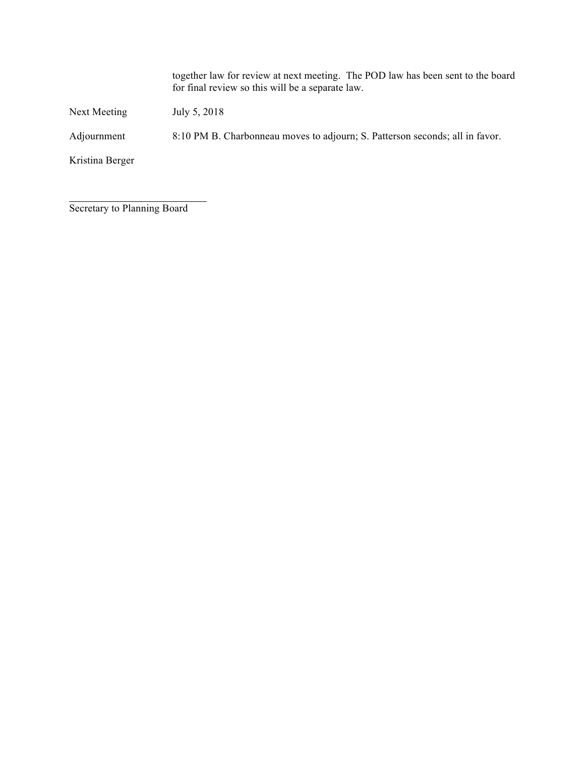together law for review at next meeting.  The POD law has been sent to the board for final review so this will be a separate law.

Next Meeting    July 5, 2018

Adjournment    8:10 PM B. Charbonneau moves to adjourn; S. Patterson seconds; all in favor.

Kristina Berger

______________________________
Secretary to Planning Board